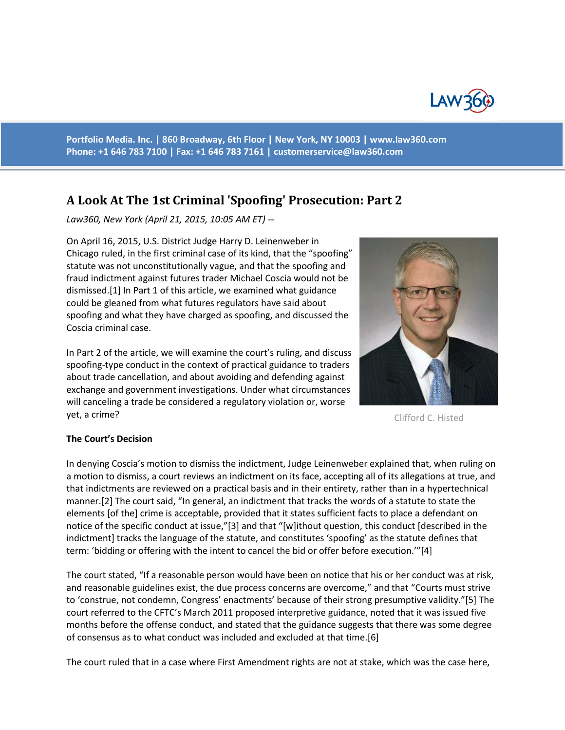Portfolio Media. Inc. | 860 Broadway, 6th Floor | New York, NY 10003 | www.law360.com
Phone: +1 646 783 7100 | Fax: +1 646 783 7161 | customerservice@law360.com

# A Look At The 1st Criminal 'Spoofing' Prosecution: Part 2

*Law360, New York (April 21, 2015, 10:05 AM ET) --*

On April 16, 2015, U.S. District Judge Harry D. Leinenweber in Chicago ruled, in the first criminal case of its kind, that the "spoofing" statute was not unconstitutionally vague, and that the spoofing and fraud indictment against futures trader Michael Coscia would not be dismissed.[1] In Part 1 of this article, we examined what guidance could be gleaned from what futures regulators have said about spoofing and what they have charged as spoofing, and discussed the Coscia criminal case.

In Part 2 of the article, we will examine the court's ruling, and discuss spoofing-type conduct in the context of practical guidance to traders about trade cancellation, and about avoiding and defending against exchange and government investigations. Under what circumstances will canceling a trade be considered a regulatory violation or, worse yet, a crime?

Clifford C. Histed

**The Court's Decision**

In denying Coscia's motion to dismiss the indictment, Judge Leinenweber explained that, when ruling on a motion to dismiss, a court reviews an indictment on its face, accepting all of its allegations at true, and that indictments are reviewed on a practical basis and in their entirety, rather than in a hypertechnical manner.[2] The court said, "In general, an indictment that tracks the words of a statute to state the elements [of the] crime is acceptable, provided that it states sufficient facts to place a defendant on notice of the specific conduct at issue,"[3] and that "[w]ithout question, this conduct [described in the indictment] tracks the language of the statute, and constitutes 'spoofing' as the statute defines that term: 'bidding or offering with the intent to cancel the bid or offer before execution.'"[4]

The court stated, "If a reasonable person would have been on notice that his or her conduct was at risk, and reasonable guidelines exist, the due process concerns are overcome," and that "Courts must strive to 'construe, not condemn, Congress' enactments' because of their strong presumptive validity."[5] The court referred to the CFTC's March 2011 proposed interpretive guidance, noted that it was issued five months before the offense conduct, and stated that the guidance suggests that there was some degree of consensus as to what conduct was included and excluded at that time.[6]

The court ruled that in a case where First Amendment rights are not at stake, which was the case here,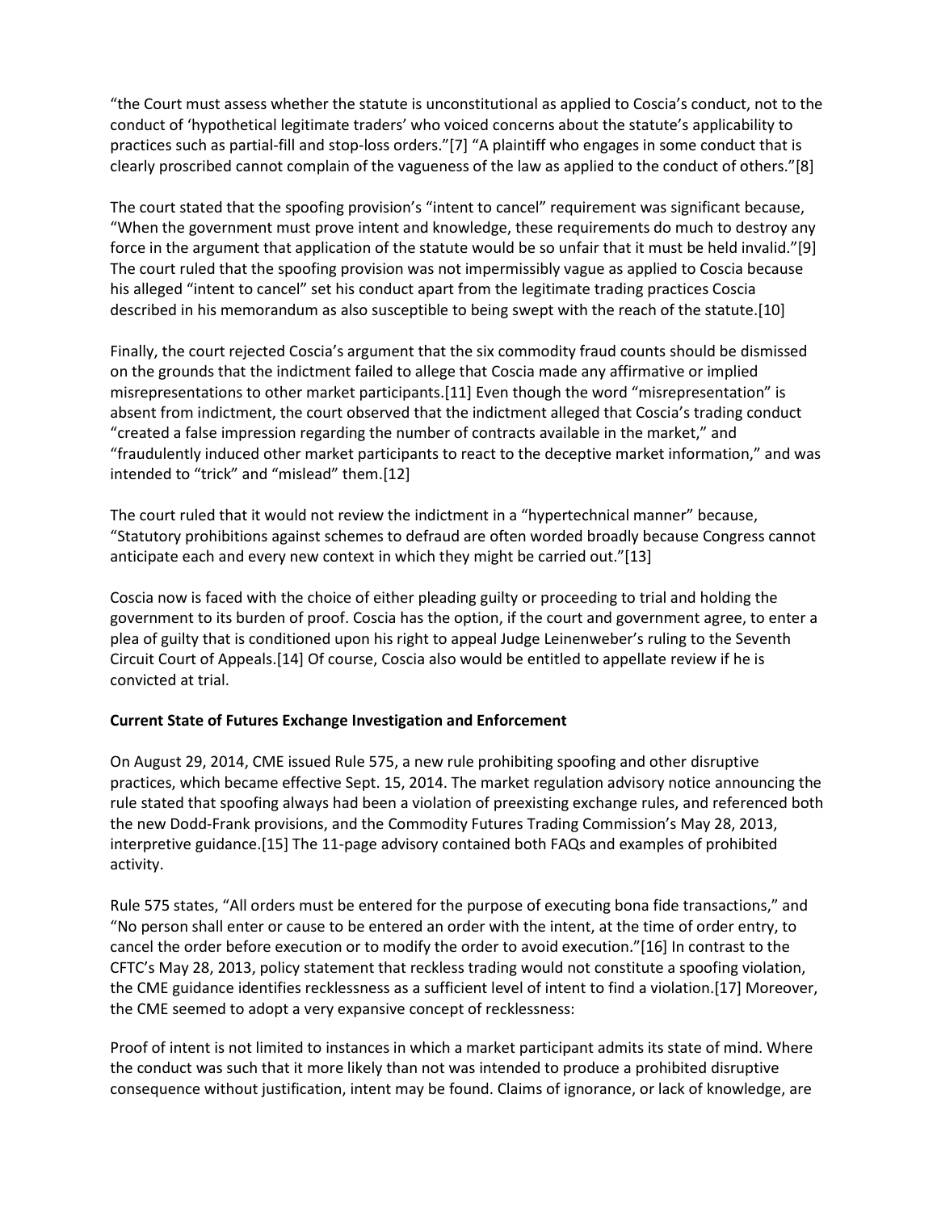"the Court must assess whether the statute is unconstitutional as applied to Coscia's conduct, not to the conduct of 'hypothetical legitimate traders' who voiced concerns about the statute's applicability to practices such as partial-fill and stop-loss orders."[7] "A plaintiff who engages in some conduct that is clearly proscribed cannot complain of the vagueness of the law as applied to the conduct of others."[8]

The court stated that the spoofing provision's "intent to cancel" requirement was significant because, "When the government must prove intent and knowledge, these requirements do much to destroy any force in the argument that application of the statute would be so unfair that it must be held invalid."[9] The court ruled that the spoofing provision was not impermissibly vague as applied to Coscia because his alleged "intent to cancel" set his conduct apart from the legitimate trading practices Coscia described in his memorandum as also susceptible to being swept with the reach of the statute.[10]

Finally, the court rejected Coscia's argument that the six commodity fraud counts should be dismissed on the grounds that the indictment failed to allege that Coscia made any affirmative or implied misrepresentations to other market participants.[11] Even though the word "misrepresentation" is absent from indictment, the court observed that the indictment alleged that Coscia's trading conduct "created a false impression regarding the number of contracts available in the market," and "fraudulently induced other market participants to react to the deceptive market information," and was intended to "trick" and "mislead" them.[12]

The court ruled that it would not review the indictment in a "hypertechnical manner" because, "Statutory prohibitions against schemes to defraud are often worded broadly because Congress cannot anticipate each and every new context in which they might be carried out."[13]

Coscia now is faced with the choice of either pleading guilty or proceeding to trial and holding the government to its burden of proof. Coscia has the option, if the court and government agree, to enter a plea of guilty that is conditioned upon his right to appeal Judge Leinenweber's ruling to the Seventh Circuit Court of Appeals.[14] Of course, Coscia also would be entitled to appellate review if he is convicted at trial.

**Current State of Futures Exchange Investigation and Enforcement**

On August 29, 2014, CME issued Rule 575, a new rule prohibiting spoofing and other disruptive practices, which became effective Sept. 15, 2014. The market regulation advisory notice announcing the rule stated that spoofing always had been a violation of preexisting exchange rules, and referenced both the new Dodd-Frank provisions, and the Commodity Futures Trading Commission's May 28, 2013, interpretive guidance.[15] The 11-page advisory contained both FAQs and examples of prohibited activity.

Rule 575 states, "All orders must be entered for the purpose of executing bona fide transactions," and "No person shall enter or cause to be entered an order with the intent, at the time of order entry, to cancel the order before execution or to modify the order to avoid execution."[16] In contrast to the CFTC's May 28, 2013, policy statement that reckless trading would not constitute a spoofing violation, the CME guidance identifies recklessness as a sufficient level of intent to find a violation.[17] Moreover, the CME seemed to adopt a very expansive concept of recklessness:

Proof of intent is not limited to instances in which a market participant admits its state of mind. Where the conduct was such that it more likely than not was intended to produce a prohibited disruptive consequence without justification, intent may be found. Claims of ignorance, or lack of knowledge, are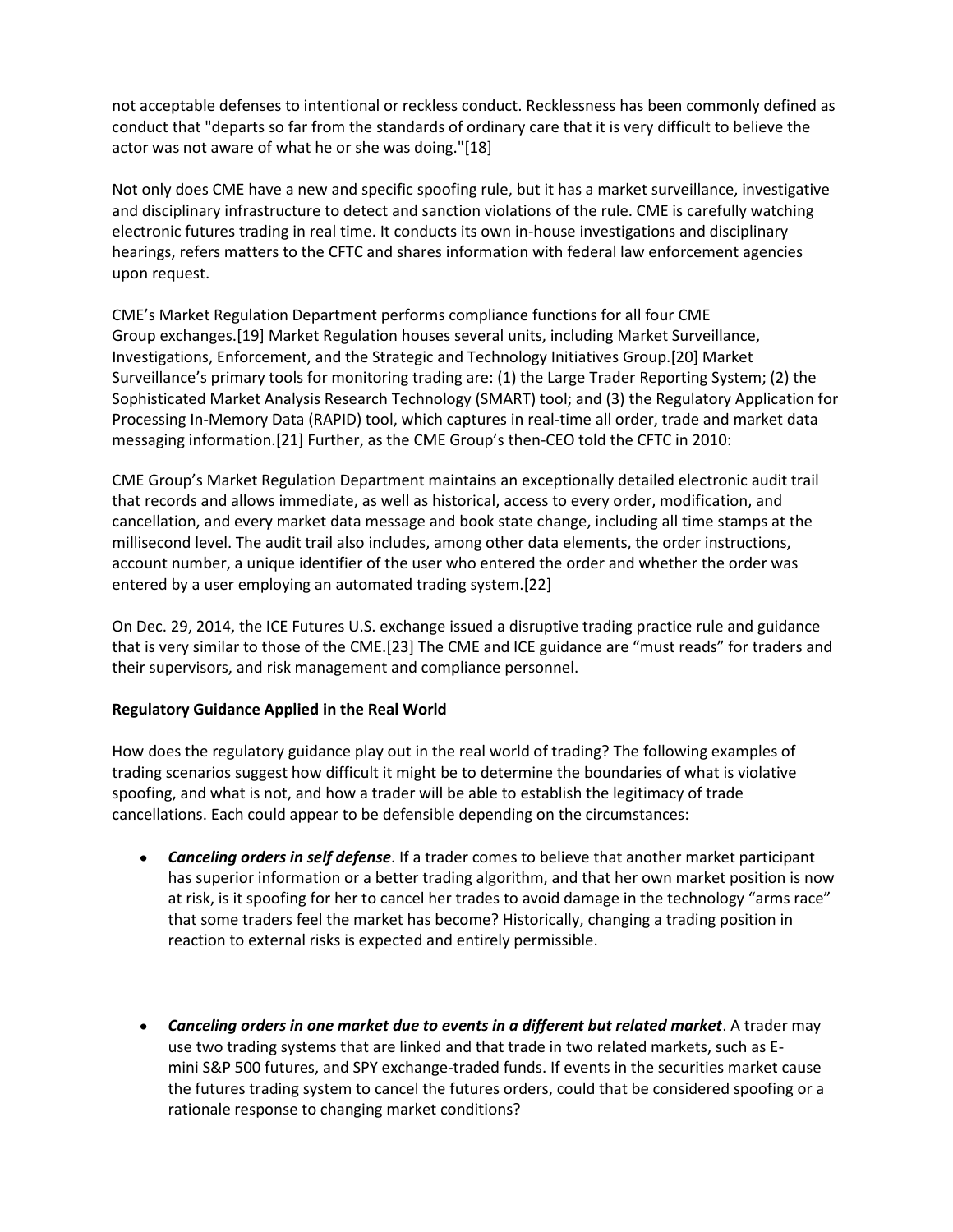not acceptable defenses to intentional or reckless conduct. Recklessness has been commonly defined as conduct that "departs so far from the standards of ordinary care that it is very difficult to believe the actor was not aware of what he or she was doing."[18]

Not only does CME have a new and specific spoofing rule, but it has a market surveillance, investigative and disciplinary infrastructure to detect and sanction violations of the rule. CME is carefully watching electronic futures trading in real time. It conducts its own in-house investigations and disciplinary hearings, refers matters to the CFTC and shares information with federal law enforcement agencies upon request.

CME's Market Regulation Department performs compliance functions for all four CME Group exchanges.[19] Market Regulation houses several units, including Market Surveillance, Investigations, Enforcement, and the Strategic and Technology Initiatives Group.[20] Market Surveillance's primary tools for monitoring trading are: (1) the Large Trader Reporting System; (2) the Sophisticated Market Analysis Research Technology (SMART) tool; and (3) the Regulatory Application for Processing In-Memory Data (RAPID) tool, which captures in real-time all order, trade and market data messaging information.[21] Further, as the CME Group's then-CEO told the CFTC in 2010:

CME Group's Market Regulation Department maintains an exceptionally detailed electronic audit trail that records and allows immediate, as well as historical, access to every order, modification, and cancellation, and every market data message and book state change, including all time stamps at the millisecond level. The audit trail also includes, among other data elements, the order instructions, account number, a unique identifier of the user who entered the order and whether the order was entered by a user employing an automated trading system.[22]

On Dec. 29, 2014, the ICE Futures U.S. exchange issued a disruptive trading practice rule and guidance that is very similar to those of the CME.[23] The CME and ICE guidance are "must reads" for traders and their supervisors, and risk management and compliance personnel.

**Regulatory Guidance Applied in the Real World**

How does the regulatory guidance play out in the real world of trading? The following examples of trading scenarios suggest how difficult it might be to determine the boundaries of what is violative spoofing, and what is not, and how a trader will be able to establish the legitimacy of trade cancellations. Each could appear to be defensible depending on the circumstances:

- ***Canceling orders in self defense***. If a trader comes to believe that another market participant has superior information or a better trading algorithm, and that her own market position is now at risk, is it spoofing for her to cancel her trades to avoid damage in the technology "arms race" that some traders feel the market has become? Historically, changing a trading position in reaction to external risks is expected and entirely permissible.

- ***Canceling orders in one market due to events in a different but related market***. A trader may use two trading systems that are linked and that trade in two related markets, such as E-mini S&P 500 futures, and SPY exchange-traded funds. If events in the securities market cause the futures trading system to cancel the futures orders, could that be considered spoofing or a rationale response to changing market conditions?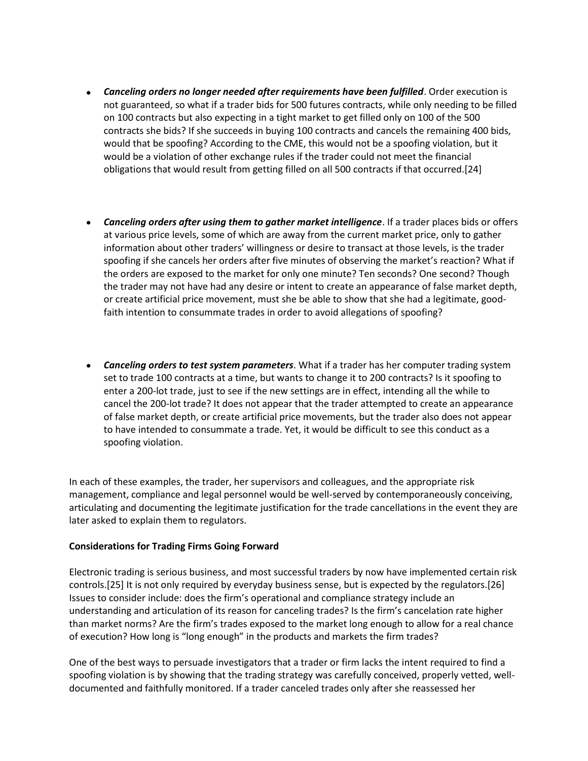- ***Canceling orders no longer needed after requirements have been fulfilled***. Order execution is not guaranteed, so what if a trader bids for 500 futures contracts, while only needing to be filled on 100 contracts but also expecting in a tight market to get filled only on 100 of the 500 contracts she bids? If she succeeds in buying 100 contracts and cancels the remaining 400 bids, would that be spoofing? According to the CME, this would not be a spoofing violation, but it would be a violation of other exchange rules if the trader could not meet the financial obligations that would result from getting filled on all 500 contracts if that occurred.[24]

- ***Canceling orders after using them to gather market intelligence***. If a trader places bids or offers at various price levels, some of which are away from the current market price, only to gather information about other traders' willingness or desire to transact at those levels, is the trader spoofing if she cancels her orders after five minutes of observing the market's reaction? What if the orders are exposed to the market for only one minute? Ten seconds? One second? Though the trader may not have had any desire or intent to create an appearance of false market depth, or create artificial price movement, must she be able to show that she had a legitimate, good-faith intention to consummate trades in order to avoid allegations of spoofing?

- ***Canceling orders to test system parameters***. What if a trader has her computer trading system set to trade 100 contracts at a time, but wants to change it to 200 contracts? Is it spoofing to enter a 200-lot trade, just to see if the new settings are in effect, intending all the while to cancel the 200-lot trade? It does not appear that the trader attempted to create an appearance of false market depth, or create artificial price movements, but the trader also does not appear to have intended to consummate a trade. Yet, it would be difficult to see this conduct as a spoofing violation.

In each of these examples, the trader, her supervisors and colleagues, and the appropriate risk management, compliance and legal personnel would be well-served by contemporaneously conceiving, articulating and documenting the legitimate justification for the trade cancellations in the event they are later asked to explain them to regulators.

**Considerations for Trading Firms Going Forward**

Electronic trading is serious business, and most successful traders by now have implemented certain risk controls.[25] It is not only required by everyday business sense, but is expected by the regulators.[26] Issues to consider include: does the firm's operational and compliance strategy include an understanding and articulation of its reason for canceling trades? Is the firm's cancelation rate higher than market norms? Are the firm's trades exposed to the market long enough to allow for a real chance of execution? How long is "long enough" in the products and markets the firm trades?

One of the best ways to persuade investigators that a trader or firm lacks the intent required to find a spoofing violation is by showing that the trading strategy was carefully conceived, properly vetted, well-documented and faithfully monitored. If a trader canceled trades only after she reassessed her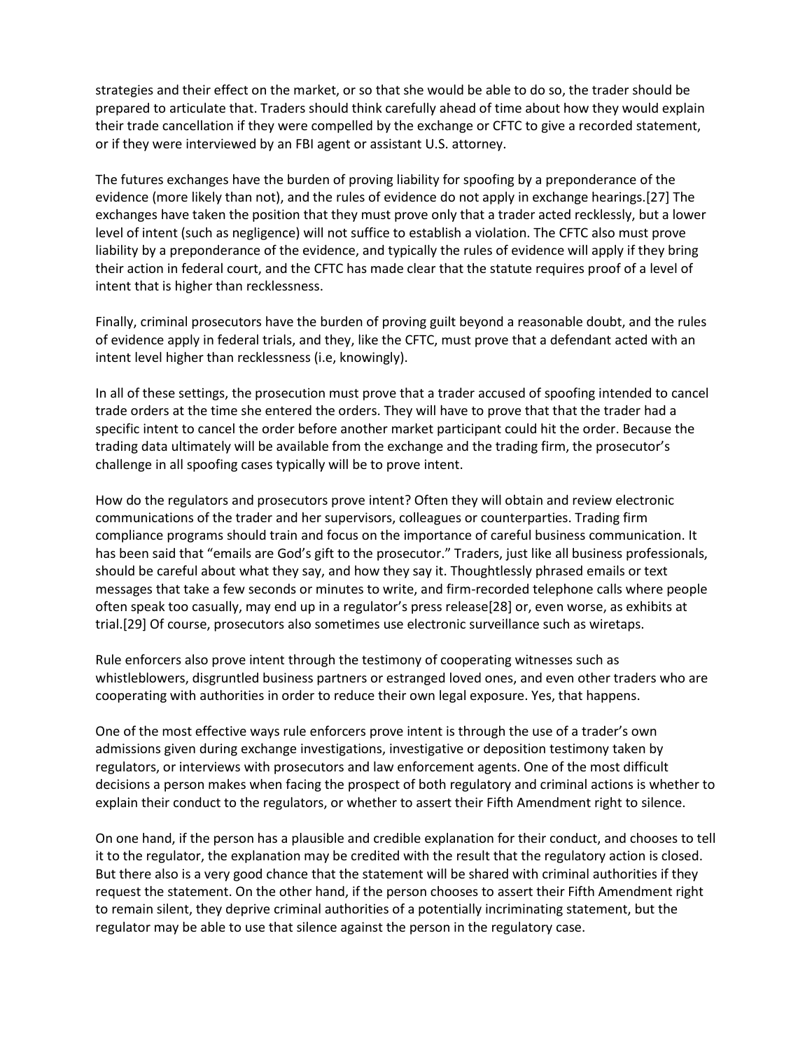strategies and their effect on the market, or so that she would be able to do so, the trader should be prepared to articulate that. Traders should think carefully ahead of time about how they would explain their trade cancellation if they were compelled by the exchange or CFTC to give a recorded statement, or if they were interviewed by an FBI agent or assistant U.S. attorney.

The futures exchanges have the burden of proving liability for spoofing by a preponderance of the evidence (more likely than not), and the rules of evidence do not apply in exchange hearings.[27] The exchanges have taken the position that they must prove only that a trader acted recklessly, but a lower level of intent (such as negligence) will not suffice to establish a violation. The CFTC also must prove liability by a preponderance of the evidence, and typically the rules of evidence will apply if they bring their action in federal court, and the CFTC has made clear that the statute requires proof of a level of intent that is higher than recklessness.

Finally, criminal prosecutors have the burden of proving guilt beyond a reasonable doubt, and the rules of evidence apply in federal trials, and they, like the CFTC, must prove that a defendant acted with an intent level higher than recklessness (i.e, knowingly).

In all of these settings, the prosecution must prove that a trader accused of spoofing intended to cancel trade orders at the time she entered the orders. They will have to prove that that the trader had a specific intent to cancel the order before another market participant could hit the order. Because the trading data ultimately will be available from the exchange and the trading firm, the prosecutor's challenge in all spoofing cases typically will be to prove intent.

How do the regulators and prosecutors prove intent? Often they will obtain and review electronic communications of the trader and her supervisors, colleagues or counterparties. Trading firm compliance programs should train and focus on the importance of careful business communication. It has been said that "emails are God's gift to the prosecutor." Traders, just like all business professionals, should be careful about what they say, and how they say it. Thoughtlessly phrased emails or text messages that take a few seconds or minutes to write, and firm-recorded telephone calls where people often speak too casually, may end up in a regulator's press release[28] or, even worse, as exhibits at trial.[29] Of course, prosecutors also sometimes use electronic surveillance such as wiretaps.

Rule enforcers also prove intent through the testimony of cooperating witnesses such as whistleblowers, disgruntled business partners or estranged loved ones, and even other traders who are cooperating with authorities in order to reduce their own legal exposure. Yes, that happens.

One of the most effective ways rule enforcers prove intent is through the use of a trader's own admissions given during exchange investigations, investigative or deposition testimony taken by regulators, or interviews with prosecutors and law enforcement agents. One of the most difficult decisions a person makes when facing the prospect of both regulatory and criminal actions is whether to explain their conduct to the regulators, or whether to assert their Fifth Amendment right to silence.

On one hand, if the person has a plausible and credible explanation for their conduct, and chooses to tell it to the regulator, the explanation may be credited with the result that the regulatory action is closed. But there also is a very good chance that the statement will be shared with criminal authorities if they request the statement. On the other hand, if the person chooses to assert their Fifth Amendment right to remain silent, they deprive criminal authorities of a potentially incriminating statement, but the regulator may be able to use that silence against the person in the regulatory case.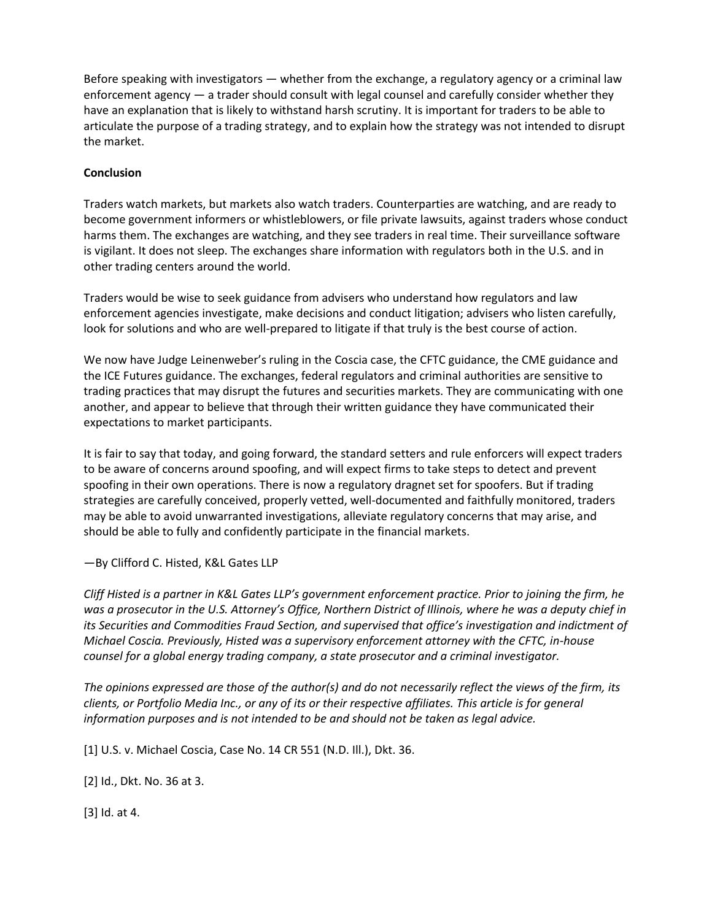Before speaking with investigators — whether from the exchange, a regulatory agency or a criminal law enforcement agency — a trader should consult with legal counsel and carefully consider whether they have an explanation that is likely to withstand harsh scrutiny. It is important for traders to be able to articulate the purpose of a trading strategy, and to explain how the strategy was not intended to disrupt the market.

**Conclusion**

Traders watch markets, but markets also watch traders. Counterparties are watching, and are ready to become government informers or whistleblowers, or file private lawsuits, against traders whose conduct harms them. The exchanges are watching, and they see traders in real time. Their surveillance software is vigilant. It does not sleep. The exchanges share information with regulators both in the U.S. and in other trading centers around the world.

Traders would be wise to seek guidance from advisers who understand how regulators and law enforcement agencies investigate, make decisions and conduct litigation; advisers who listen carefully, look for solutions and who are well-prepared to litigate if that truly is the best course of action.

We now have Judge Leinenweber's ruling in the Coscia case, the CFTC guidance, the CME guidance and the ICE Futures guidance. The exchanges, federal regulators and criminal authorities are sensitive to trading practices that may disrupt the futures and securities markets. They are communicating with one another, and appear to believe that through their written guidance they have communicated their expectations to market participants.

It is fair to say that today, and going forward, the standard setters and rule enforcers will expect traders to be aware of concerns around spoofing, and will expect firms to take steps to detect and prevent spoofing in their own operations. There is now a regulatory dragnet set for spoofers. But if trading strategies are carefully conceived, properly vetted, well-documented and faithfully monitored, traders may be able to avoid unwarranted investigations, alleviate regulatory concerns that may arise, and should be able to fully and confidently participate in the financial markets.

—By Clifford C. Histed, K&L Gates LLP

*Cliff Histed is a partner in K&L Gates LLP's government enforcement practice. Prior to joining the firm, he was a prosecutor in the U.S. Attorney's Office, Northern District of Illinois, where he was a deputy chief in its Securities and Commodities Fraud Section, and supervised that office's investigation and indictment of Michael Coscia. Previously, Histed was a supervisory enforcement attorney with the CFTC, in-house counsel for a global energy trading company, a state prosecutor and a criminal investigator.*

*The opinions expressed are those of the author(s) and do not necessarily reflect the views of the firm, its clients, or Portfolio Media Inc., or any of its or their respective affiliates. This article is for general information purposes and is not intended to be and should not be taken as legal advice.*

[1] U.S. v. Michael Coscia, Case No. 14 CR 551 (N.D. Ill.), Dkt. 36.

[2] Id., Dkt. No. 36 at 3.

[3] Id. at 4.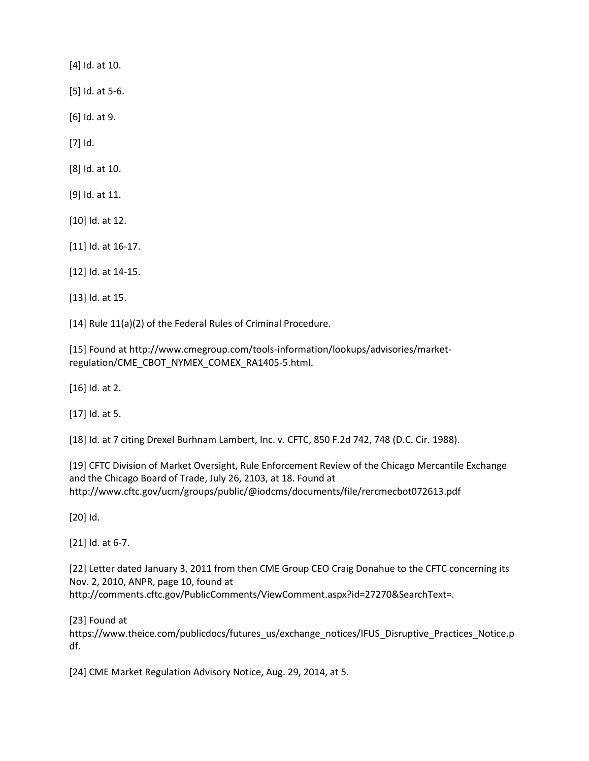[4] Id. at 10.

[5] Id. at 5-6.

[6] Id. at 9.

[7] Id.

[8] Id. at 10.

[9] Id. at 11.

[10] Id. at 12.

[11] Id. at 16-17.

[12] Id. at 14-15.

[13] Id. at 15.

[14] Rule 11(a)(2) of the Federal Rules of Criminal Procedure.

[15] Found at http://www.cmegroup.com/tools-information/lookups/advisories/market-regulation/CME_CBOT_NYMEX_COMEX_RA1405-5.html.

[16] Id. at 2.

[17] Id. at 5.

[18] Id. at 7 citing Drexel Burhnam Lambert, Inc. v. CFTC, 850 F.2d 742, 748 (D.C. Cir. 1988).

[19] CFTC Division of Market Oversight, Rule Enforcement Review of the Chicago Mercantile Exchange and the Chicago Board of Trade, July 26, 2103, at 18. Found at http://www.cftc.gov/ucm/groups/public/@iodcms/documents/file/rercmecbot072613.pdf

[20] Id.

[21] Id. at 6-7.

[22] Letter dated January 3, 2011 from then CME Group CEO Craig Donahue to the CFTC concerning its Nov. 2, 2010, ANPR, page 10, found at http://comments.cftc.gov/PublicComments/ViewComment.aspx?id=27270&SearchText=.

[23] Found at https://www.theice.com/publicdocs/futures_us/exchange_notices/IFUS_Disruptive_Practices_Notice.pdf.

[24] CME Market Regulation Advisory Notice, Aug. 29, 2014, at 5.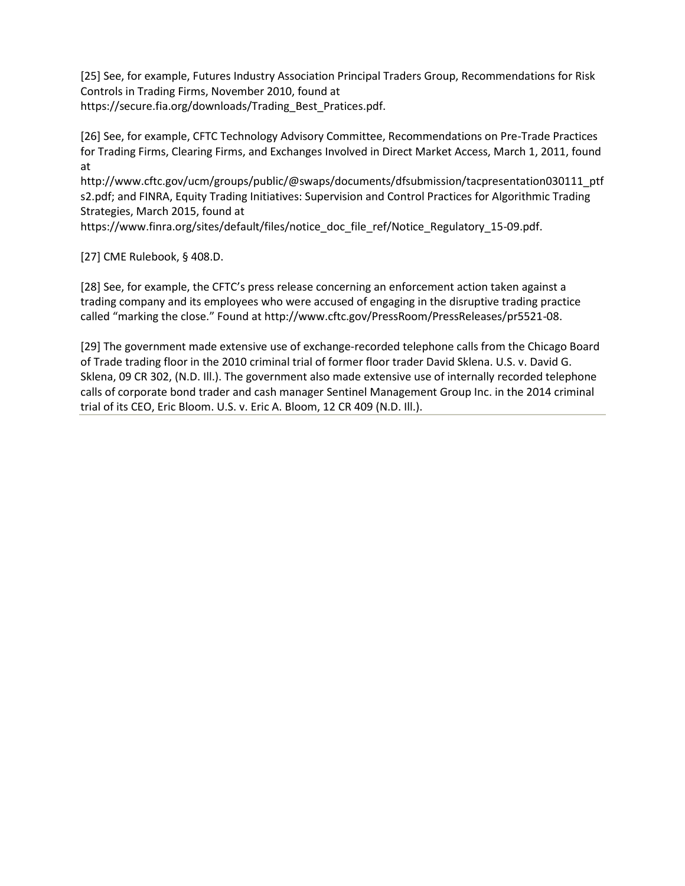[25] See, for example, Futures Industry Association Principal Traders Group, Recommendations for Risk Controls in Trading Firms, November 2010, found at https://secure.fia.org/downloads/Trading_Best_Pratices.pdf.

[26] See, for example, CFTC Technology Advisory Committee, Recommendations on Pre-Trade Practices for Trading Firms, Clearing Firms, and Exchanges Involved in Direct Market Access, March 1, 2011, found at http://www.cftc.gov/ucm/groups/public/@swaps/documents/dfsubmission/tacpresentation030111_ptfs2.pdf; and FINRA, Equity Trading Initiatives: Supervision and Control Practices for Algorithmic Trading Strategies, March 2015, found at https://www.finra.org/sites/default/files/notice_doc_file_ref/Notice_Regulatory_15-09.pdf.

[27] CME Rulebook, § 408.D.

[28] See, for example, the CFTC's press release concerning an enforcement action taken against a trading company and its employees who were accused of engaging in the disruptive trading practice called "marking the close." Found at http://www.cftc.gov/PressRoom/PressReleases/pr5521-08.

[29] The government made extensive use of exchange-recorded telephone calls from the Chicago Board of Trade trading floor in the 2010 criminal trial of former floor trader David Sklena. U.S. v. David G. Sklena, 09 CR 302, (N.D. Ill.). The government also made extensive use of internally recorded telephone calls of corporate bond trader and cash manager Sentinel Management Group Inc. in the 2014 criminal trial of its CEO, Eric Bloom. U.S. v. Eric A. Bloom, 12 CR 409 (N.D. Ill.).